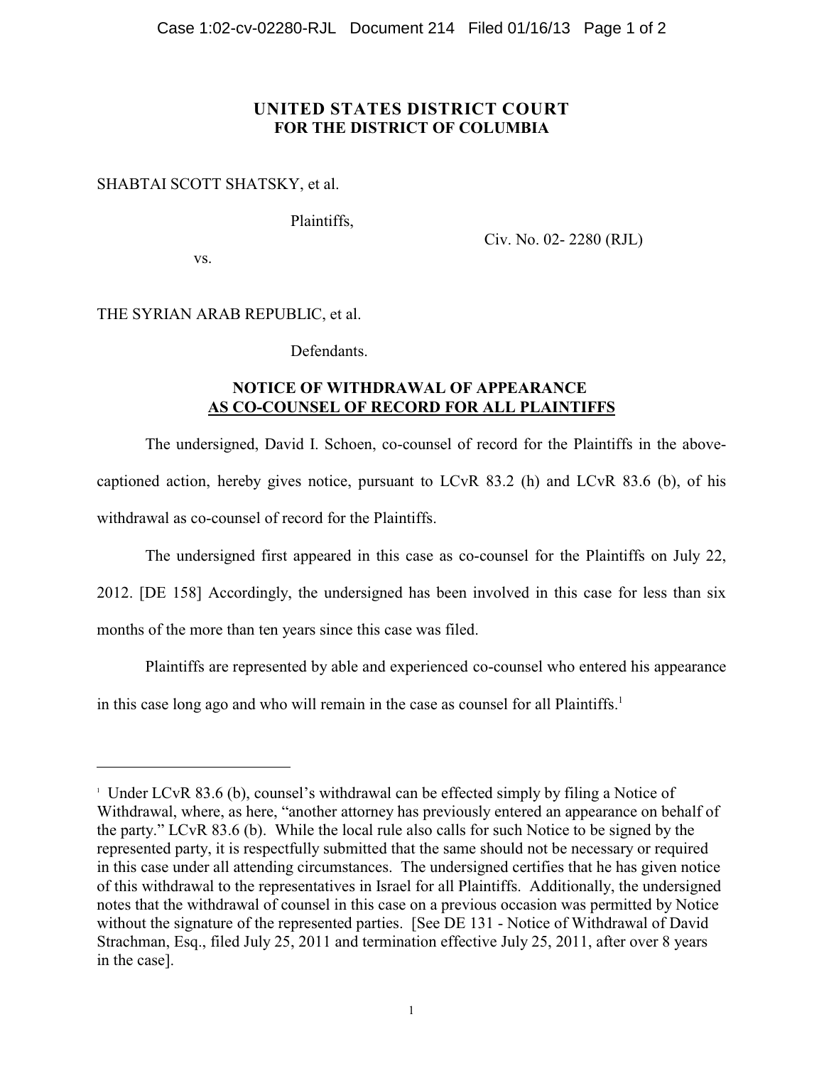# UNITED STATES DISTRICT COURT
## FOR THE DISTRICT OF COLUMBIA

SHABTAI SCOTT SHATSKY, et al.

Plaintiffs,

Civ. No. 02- 2280 (RJL)

vs.

THE SYRIAN ARAB REPUBLIC, et al.

Defendants.

**NOTICE OF WITHDRAWAL OF APPEARANCE**
**AS CO-COUNSEL OF RECORD FOR ALL PLAINTIFFS**

The undersigned, David I. Schoen, co-counsel of record for the Plaintiffs in the above-captioned action, hereby gives notice, pursuant to LCvR 83.2 (h) and LCvR 83.6 (b), of his withdrawal as co-counsel of record for the Plaintiffs.

The undersigned first appeared in this case as co-counsel for the Plaintiffs on July 22, 2012. [DE 158] Accordingly, the undersigned has been involved in this case for less than six months of the more than ten years since this case was filed.

Plaintiffs are represented by able and experienced co-counsel who entered his appearance in this case long ago and who will remain in the case as counsel for all Plaintiffs.[1]

---

[1] Under LCvR 83.6 (b), counsel's withdrawal can be effected simply by filing a Notice of Withdrawal, where, as here, "another attorney has previously entered an appearance on behalf of the party." LCvR 83.6 (b). While the local rule also calls for such Notice to be signed by the represented party, it is respectfully submitted that the same should not be necessary or required in this case under all attending circumstances. The undersigned certifies that he has given notice of this withdrawal to the representatives in Israel for all Plaintiffs. Additionally, the undersigned notes that the withdrawal of counsel in this case on a previous occasion was permitted by Notice without the signature of the represented parties. [See DE 131 - Notice of Withdrawal of David Strachman, Esq., filed July 25, 2011 and termination effective July 25, 2011, after over 8 years in the case].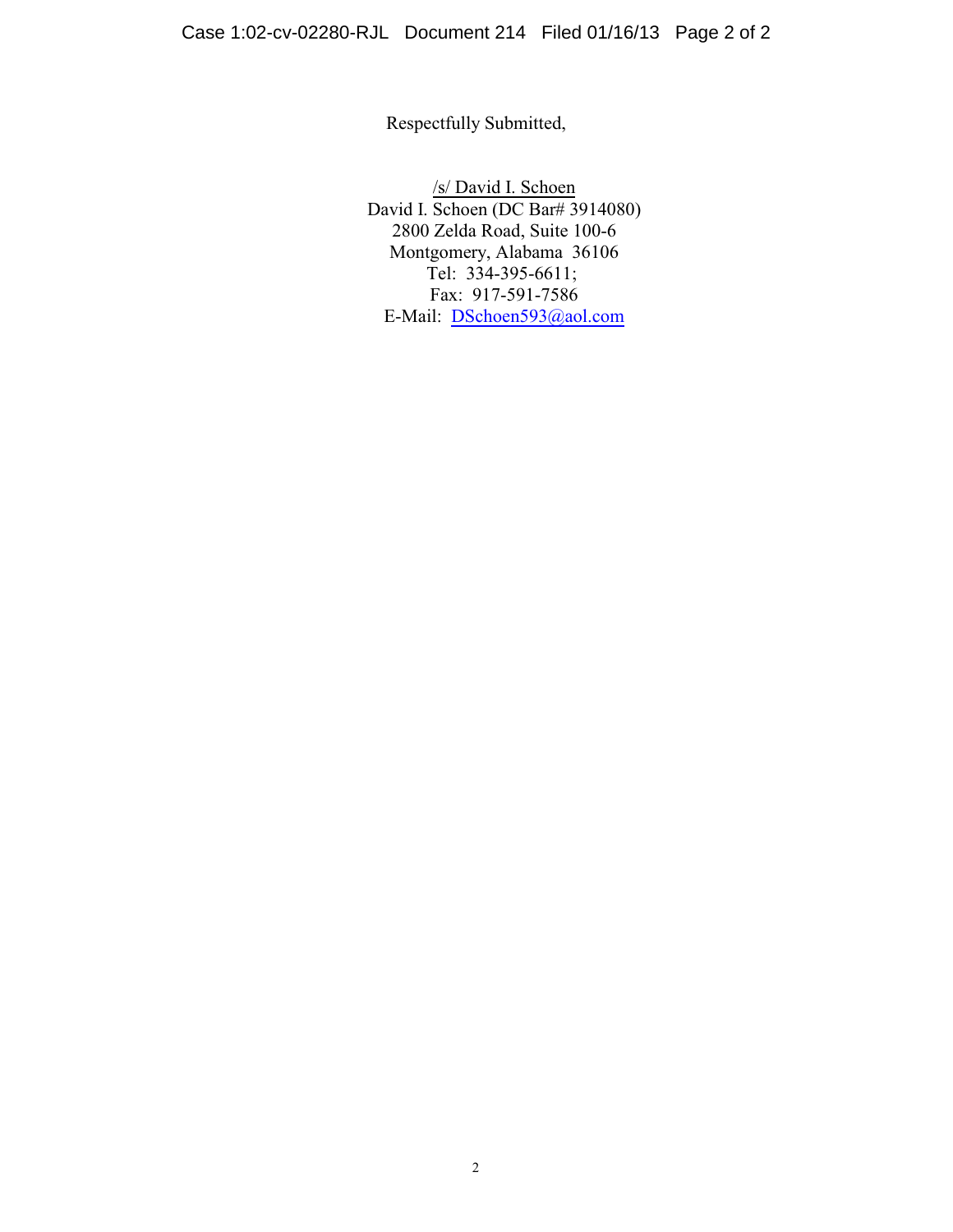Respectfully Submitted,

/s/ David I. Schoen
David I. Schoen (DC Bar# 3914080)
2800 Zelda Road, Suite 100-6
Montgomery, Alabama 36106
Tel: 334-395-6611;
Fax: 917-591-7586
E-Mail: DSchoen593@aol.com